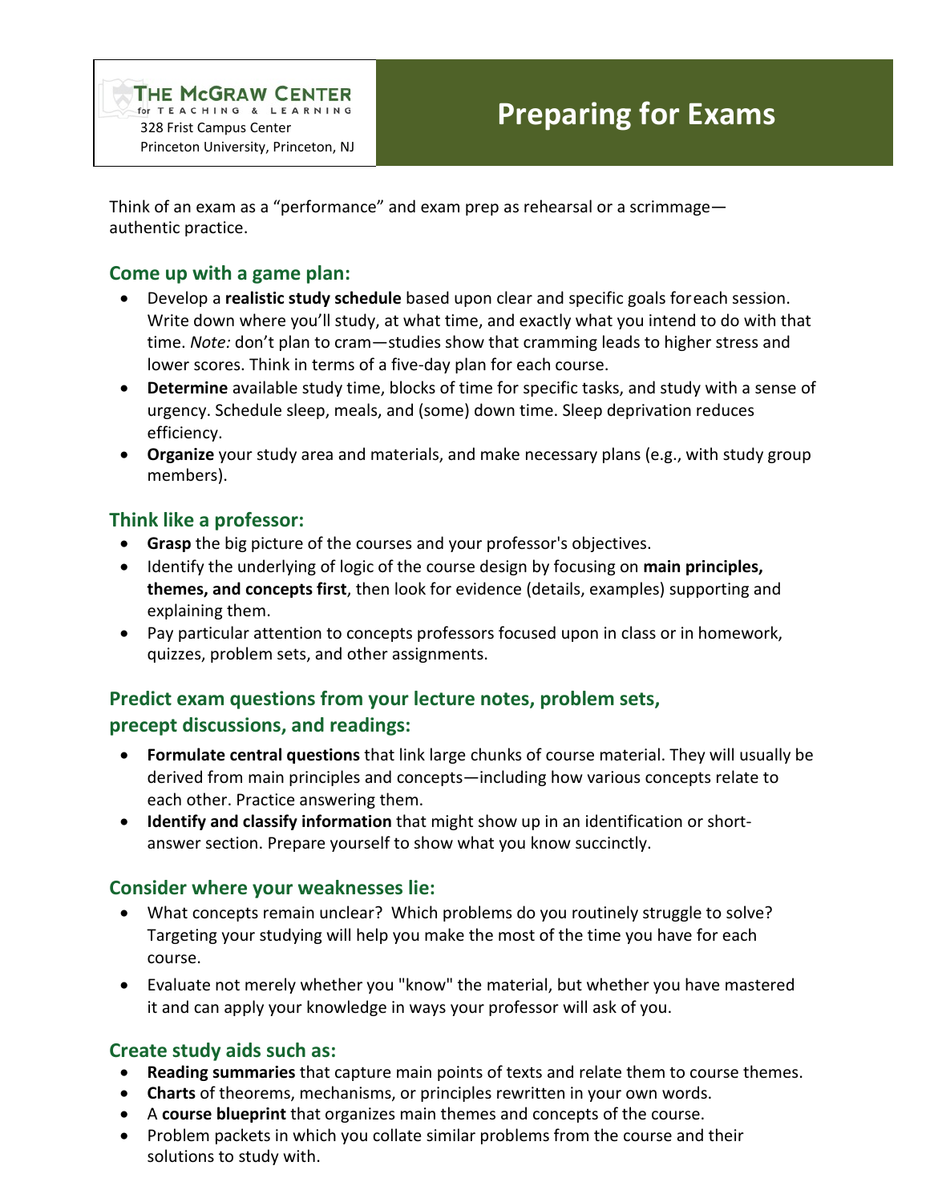THE McGRAW CENTER for TEACHING & LEARNING
328 Frist Campus Center
Princeton University, Princeton, NJ

# Preparing for Exams

Think of an exam as a "performance" and exam prep as rehearsal or a scrimmage—authentic practice.

## Come up with a game plan:

- Develop a **realistic study schedule** based upon clear and specific goals for each session. Write down where you'll study, at what time, and exactly what you intend to do with that time. *Note:* don't plan to cram—studies show that cramming leads to higher stress and lower scores. Think in terms of a five-day plan for each course.
- **Determine** available study time, blocks of time for specific tasks, and study with a sense of urgency. Schedule sleep, meals, and (some) down time. Sleep deprivation reduces efficiency.
- **Organize** your study area and materials, and make necessary plans (e.g., with study group members).

## Think like a professor:

- **Grasp** the big picture of the courses and your professor's objectives.
- Identify the underlying of logic of the course design by focusing on **main principles, themes, and concepts first**, then look for evidence (details, examples) supporting and explaining them.
- Pay particular attention to concepts professors focused upon in class or in homework, quizzes, problem sets, and other assignments.

## Predict exam questions from your lecture notes, problem sets, precept discussions, and readings:

- **Formulate central questions** that link large chunks of course material. They will usually be derived from main principles and concepts—including how various concepts relate to each other. Practice answering them.
- **Identify and classify information** that might show up in an identification or short-answer section. Prepare yourself to show what you know succinctly.

## Consider where your weaknesses lie:

- What concepts remain unclear? Which problems do you routinely struggle to solve? Targeting your studying will help you make the most of the time you have for each course.
- Evaluate not merely whether you "know" the material, but whether you have mastered it and can apply your knowledge in ways your professor will ask of you.

## Create study aids such as:

- **Reading summaries** that capture main points of texts and relate them to course themes.
- **Charts** of theorems, mechanisms, or principles rewritten in your own words.
- A **course blueprint** that organizes main themes and concepts of the course.
- Problem packets in which you collate similar problems from the course and their solutions to study with.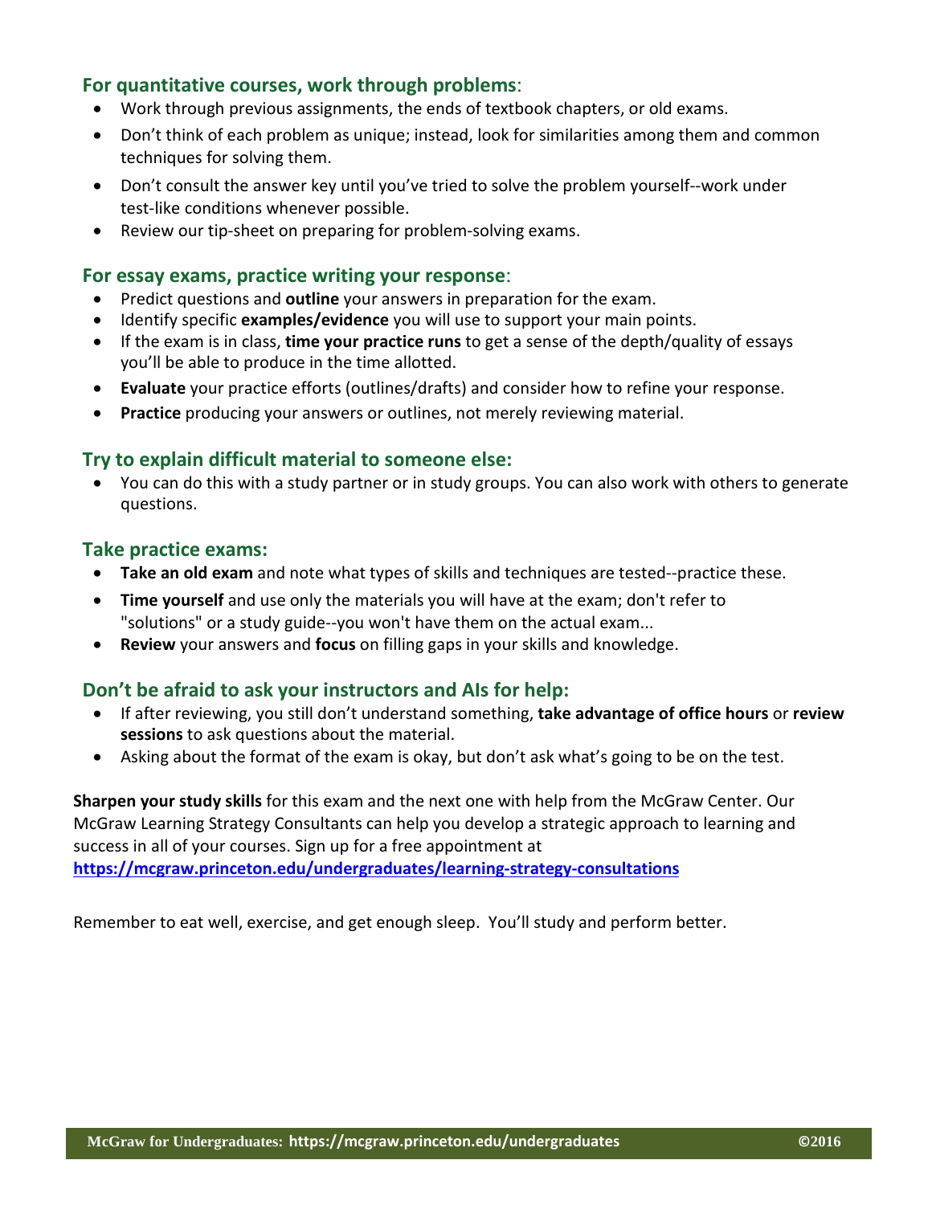### For quantitative courses, work through problems:

- Work through previous assignments, the ends of textbook chapters, or old exams.
- Don't think of each problem as unique; instead, look for similarities among them and common techniques for solving them.
- Don't consult the answer key until you've tried to solve the problem yourself--work under test-like conditions whenever possible.
- Review our tip-sheet on preparing for problem-solving exams.

### For essay exams, practice writing your response:

- Predict questions and **outline** your answers in preparation for the exam.
- Identify specific **examples/evidence** you will use to support your main points.
- If the exam is in class, **time your practice runs** to get a sense of the depth/quality of essays you'll be able to produce in the time allotted.
- **Evaluate** your practice efforts (outlines/drafts) and consider how to refine your response.
- **Practice** producing your answers or outlines, not merely reviewing material.

### Try to explain difficult material to someone else:

- You can do this with a study partner or in study groups. You can also work with others to generate questions.

### Take practice exams:

- **Take an old exam** and note what types of skills and techniques are tested--practice these.
- **Time yourself** and use only the materials you will have at the exam; don't refer to "solutions" or a study guide--you won't have them on the actual exam...
- **Review** your answers and **focus** on filling gaps in your skills and knowledge.

### Don't be afraid to ask your instructors and AIs for help:

- If after reviewing, you still don't understand something, **take advantage of office hours** or **review sessions** to ask questions about the material.
- Asking about the format of the exam is okay, but don't ask what's going to be on the test.

**Sharpen your study skills** for this exam and the next one with help from the McGraw Center. Our McGraw Learning Strategy Consultants can help you develop a strategic approach to learning and success in all of your courses. Sign up for a free appointment at **https://mcgraw.princeton.edu/undergraduates/learning-strategy-consultations**

Remember to eat well, exercise, and get enough sleep. You'll study and perform better.